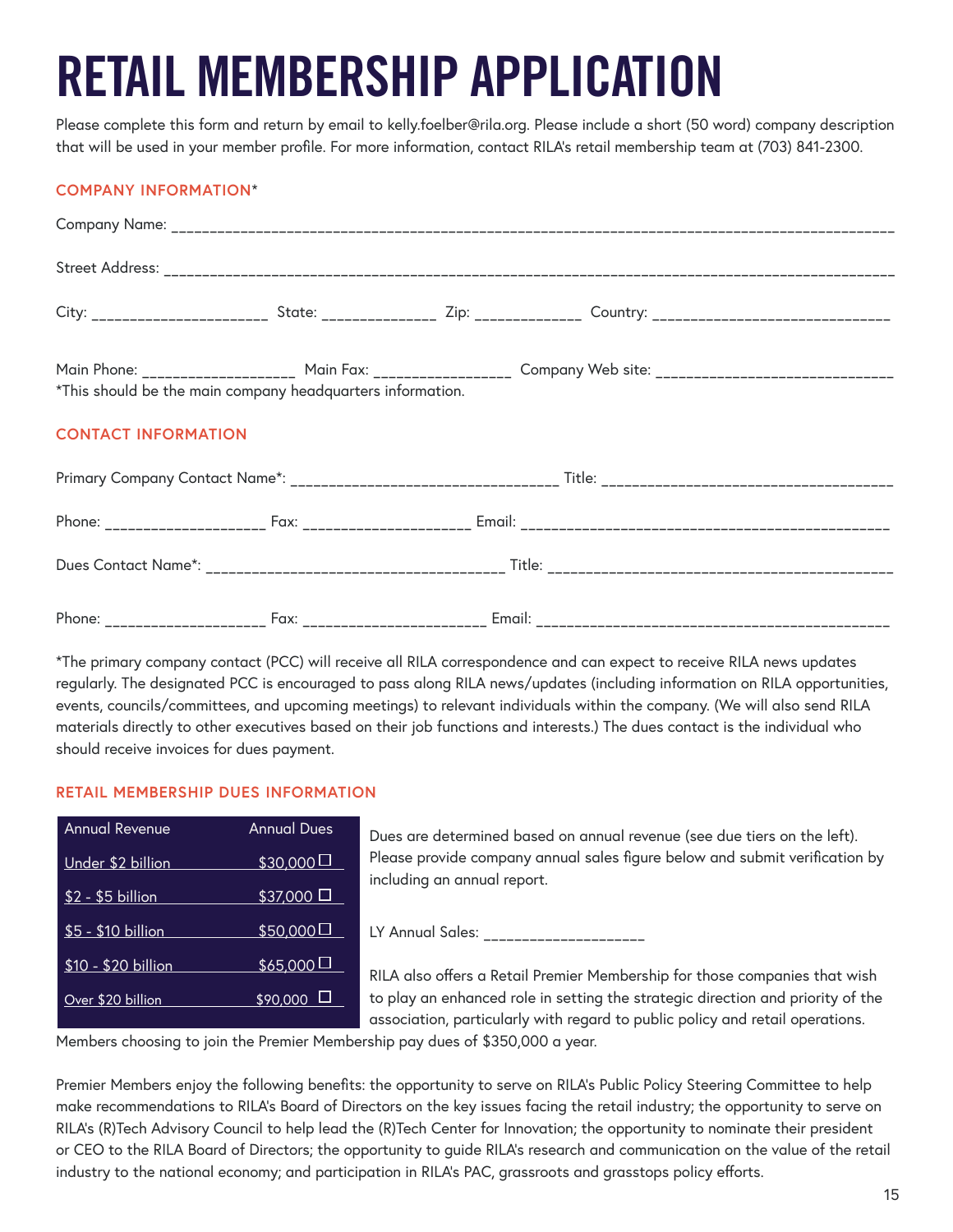# RETAIL MEMBERSHIP APPLICATION

Please complete this form and return by email to kelly.foelber@rila.org. Please include a short (50 word) company description that will be used in your member profile. For more information, contact RILA's retail membership team at (703) 841-2300.

## COMPANY INFORMATION*

Company Name: ______________________________________________________________________________________________

Street Address: ______________________________________________________________________________________________

City: _____________________ State: ______________ Zip: _____________ Country: ______________________________

Main Phone: ___________________ Main Fax: _________________ Company Web site: ______________________________

*This should be the main company headquarters information.

## CONTACT INFORMATION

Primary Company Contact Name*: _________________________________ Title: ____________________________________

Phone: ___________________ Fax: ____________________ Email: ______________________________________________

Dues Contact Name*: _____________________________________ Title: _____________________________________________

Phone: ___________________ Fax: ______________________ Email: ____________________________________________

*The primary company contact (PCC) will receive all RILA correspondence and can expect to receive RILA news updates regularly. The designated PCC is encouraged to pass along RILA news/updates (including information on RILA opportunities, events, councils/committees, and upcoming meetings) to relevant individuals within the company. (We will also send RILA materials directly to other executives based on their job functions and interests.) The dues contact is the individual who should receive invoices for dues payment.

## RETAIL MEMBERSHIP DUES INFORMATION

| Annual Revenue | Annual Dues |
|---|---|
| Under $2 billion | $30,000 ☐ |
| $2 - $5 billion | $37,000 ☐ |
| $5 - $10 billion | $50,000 ☐ |
| $10 - $20 billion | $65,000 ☐ |
| Over $20 billion | $90,000 ☐ |

Dues are determined based on annual revenue (see due tiers on the left). Please provide company annual sales figure below and submit verification by including an annual report.

LY Annual Sales: ____________________

RILA also offers a Retail Premier Membership for those companies that wish to play an enhanced role in setting the strategic direction and priority of the association, particularly with regard to public policy and retail operations. Members choosing to join the Premier Membership pay dues of $350,000 a year.

Premier Members enjoy the following benefits: the opportunity to serve on RILA's Public Policy Steering Committee to help make recommendations to RILA's Board of Directors on the key issues facing the retail industry; the opportunity to serve on RILA's (R)Tech Advisory Council to help lead the (R)Tech Center for Innovation; the opportunity to nominate their president or CEO to the RILA Board of Directors; the opportunity to guide RILA's research and communication on the value of the retail industry to the national economy; and participation in RILA's PAC, grassroots and grasstops policy efforts.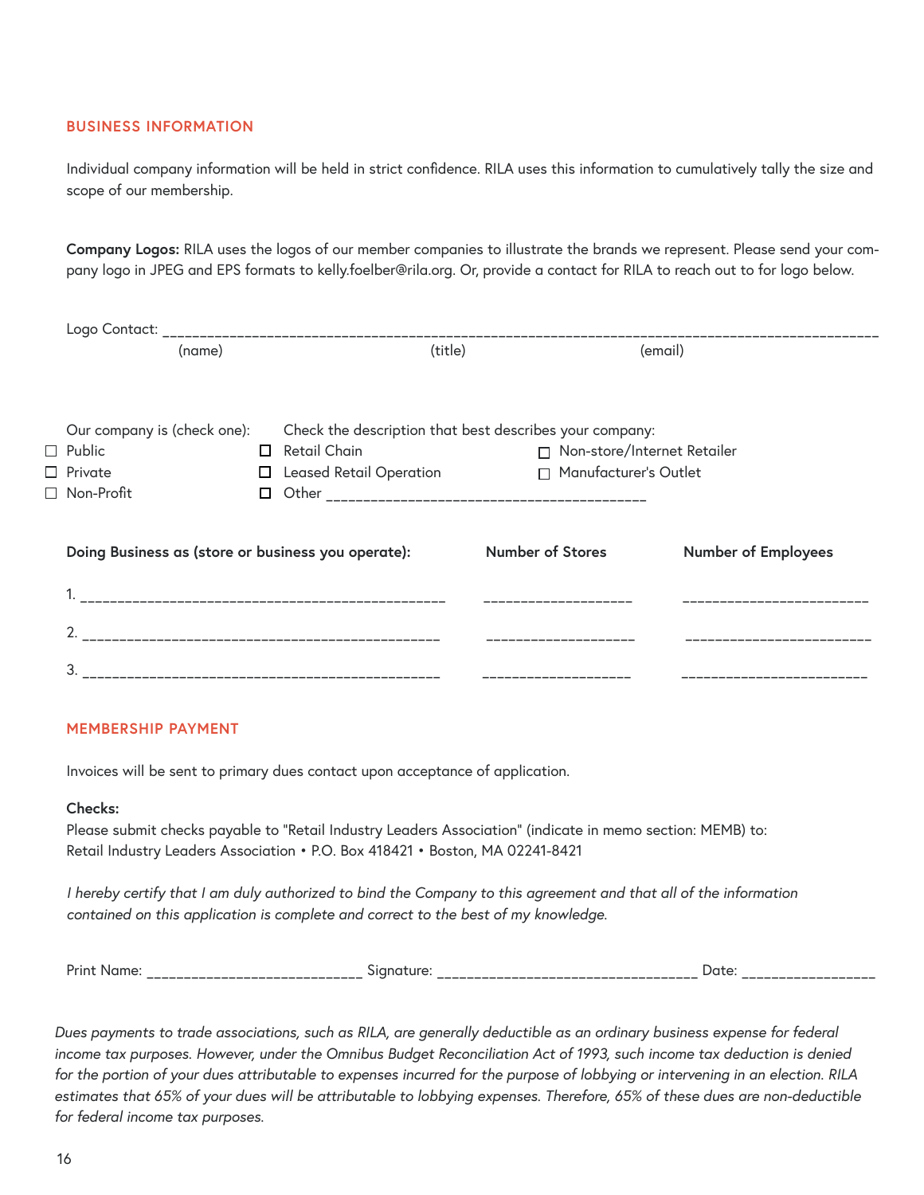## BUSINESS INFORMATION

Individual company information will be held in strict confidence. RILA uses this information to cumulatively tally the size and scope of our membership.

**Company Logos:** RILA uses the logos of our member companies to illustrate the brands we represent. Please send your company logo in JPEG and EPS formats to kelly.foelber@rila.org. Or, provide a contact for RILA to reach out to for logo below.

Logo Contact: ______________________________________________________________________________________________

(name) (title) (email)

Our company is (check one):

- ☐ Public
- ☐ Private
- ☐ Non-Profit

Check the description that best describes your company:

- ☐ Retail Chain
- ☐ Leased Retail Operation
- ☐ Other ___________________________________________
- ☐ Non-store/Internet Retailer
- ☐ Manufacturer's Outlet

| Doing Business as (store or business you operate): | Number of Stores | Number of Employees |
|---|---|---|
| 1. ________________________________________________ | ____________________ | __________________________ |
| 2. ________________________________________________ | ____________________ | __________________________ |
| 3. ________________________________________________ | ____________________ | __________________________ |

## MEMBERSHIP PAYMENT

Invoices will be sent to primary dues contact upon acceptance of application.

**Checks:**
Please submit checks payable to "Retail Industry Leaders Association" (indicate in memo section: MEMB) to:
Retail Industry Leaders Association • P.O. Box 418421 • Boston, MA 02241-8421

*I hereby certify that I am duly authorized to bind the Company to this agreement and that all of the information contained on this application is complete and correct to the best of my knowledge.*

Print Name: ____________________________ Signature: __________________________________ Date: _________________

*Dues payments to trade associations, such as RILA, are generally deductible as an ordinary business expense for federal income tax purposes. However, under the Omnibus Budget Reconciliation Act of 1993, such income tax deduction is denied for the portion of your dues attributable to expenses incurred for the purpose of lobbying or intervening in an election. RILA estimates that 65% of your dues will be attributable to lobbying expenses. Therefore, 65% of these dues are non-deductible for federal income tax purposes.*